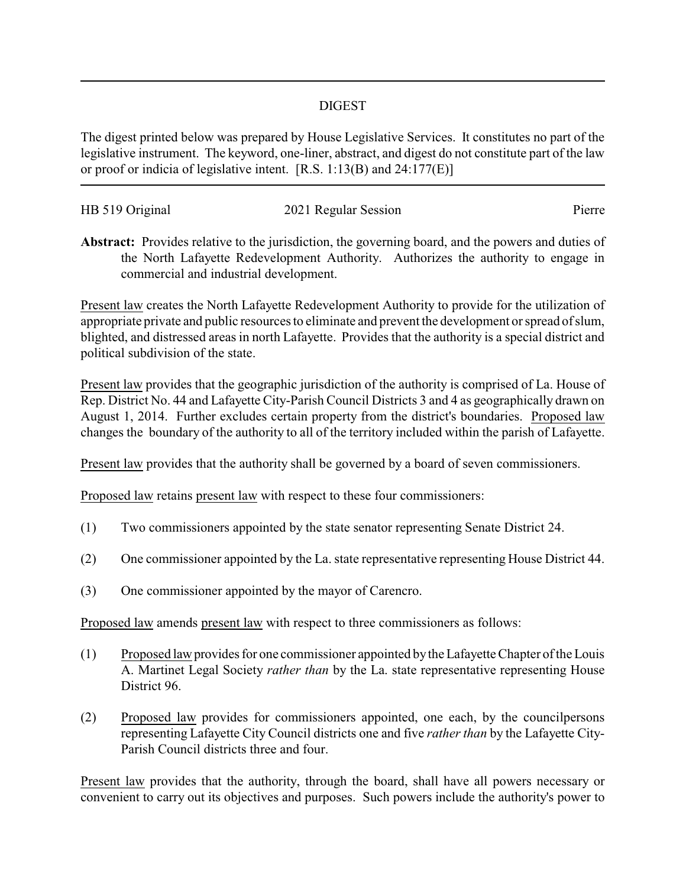# DIGEST

The digest printed below was prepared by House Legislative Services. It constitutes no part of the legislative instrument. The keyword, one-liner, abstract, and digest do not constitute part of the law or proof or indicia of legislative intent. [R.S. 1:13(B) and 24:177(E)]

HB 519 Original 2021 Regular Session Pierre

**Abstract:** Provides relative to the jurisdiction, the governing board, and the powers and duties of the North Lafayette Redevelopment Authority. Authorizes the authority to engage in commercial and industrial development.

Present law creates the North Lafayette Redevelopment Authority to provide for the utilization of appropriate private and public resources to eliminate and prevent the development or spread of slum, blighted, and distressed areas in north Lafayette. Provides that the authority is a special district and political subdivision of the state.

Present law provides that the geographic jurisdiction of the authority is comprised of La. House of Rep. District No. 44 and Lafayette City-Parish Council Districts 3 and 4 as geographically drawn on August 1, 2014. Further excludes certain property from the district's boundaries. Proposed law changes the boundary of the authority to all of the territory included within the parish of Lafayette.

Present law provides that the authority shall be governed by a board of seven commissioners.

Proposed law retains present law with respect to these four commissioners:

(1) Two commissioners appointed by the state senator representing Senate District 24.

(2) One commissioner appointed by the La. state representative representing House District 44.

(3) One commissioner appointed by the mayor of Carencro.

Proposed law amends present law with respect to three commissioners as follows:

(1) Proposed law provides for one commissioner appointed by the Lafayette Chapter of the Louis A. Martinet Legal Society *rather than* by the La. state representative representing House District 96.

(2) Proposed law provides for commissioners appointed, one each, by the councilpersons representing Lafayette City Council districts one and five *rather than* by the Lafayette City-Parish Council districts three and four.

Present law provides that the authority, through the board, shall have all powers necessary or convenient to carry out its objectives and purposes. Such powers include the authority's power to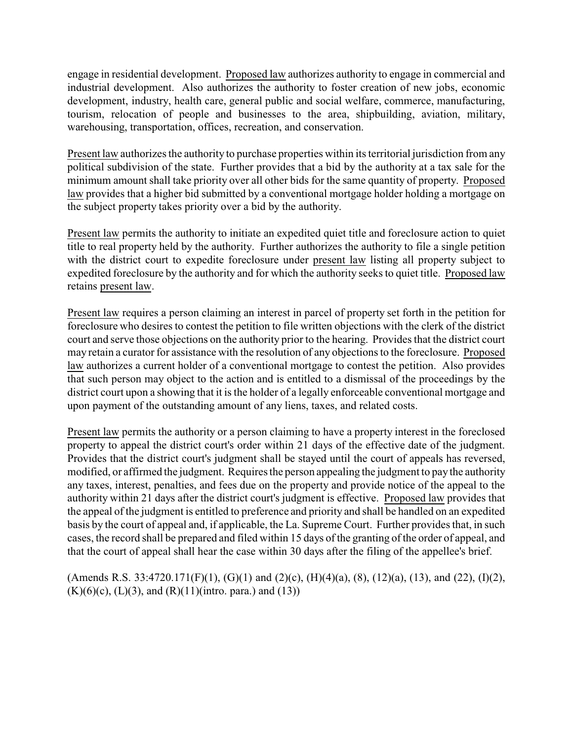engage in residential development. Proposed law authorizes authority to engage in commercial and industrial development. Also authorizes the authority to foster creation of new jobs, economic development, industry, health care, general public and social welfare, commerce, manufacturing, tourism, relocation of people and businesses to the area, shipbuilding, aviation, military, warehousing, transportation, offices, recreation, and conservation.

Present law authorizes the authority to purchase properties within its territorial jurisdiction from any political subdivision of the state. Further provides that a bid by the authority at a tax sale for the minimum amount shall take priority over all other bids for the same quantity of property. Proposed law provides that a higher bid submitted by a conventional mortgage holder holding a mortgage on the subject property takes priority over a bid by the authority.

Present law permits the authority to initiate an expedited quiet title and foreclosure action to quiet title to real property held by the authority. Further authorizes the authority to file a single petition with the district court to expedite foreclosure under present law listing all property subject to expedited foreclosure by the authority and for which the authority seeks to quiet title. Proposed law retains present law.

Present law requires a person claiming an interest in parcel of property set forth in the petition for foreclosure who desires to contest the petition to file written objections with the clerk of the district court and serve those objections on the authority prior to the hearing. Provides that the district court may retain a curator for assistance with the resolution of any objections to the foreclosure. Proposed law authorizes a current holder of a conventional mortgage to contest the petition. Also provides that such person may object to the action and is entitled to a dismissal of the proceedings by the district court upon a showing that it is the holder of a legally enforceable conventional mortgage and upon payment of the outstanding amount of any liens, taxes, and related costs.

Present law permits the authority or a person claiming to have a property interest in the foreclosed property to appeal the district court's order within 21 days of the effective date of the judgment. Provides that the district court's judgment shall be stayed until the court of appeals has reversed, modified, or affirmed the judgment. Requires the person appealing the judgment to pay the authority any taxes, interest, penalties, and fees due on the property and provide notice of the appeal to the authority within 21 days after the district court's judgment is effective. Proposed law provides that the appeal of the judgment is entitled to preference and priority and shall be handled on an expedited basis by the court of appeal and, if applicable, the La. Supreme Court. Further provides that, in such cases, the record shall be prepared and filed within 15 days of the granting of the order of appeal, and that the court of appeal shall hear the case within 30 days after the filing of the appellee's brief.

(Amends R.S. 33:4720.171(F)(1), (G)(1) and (2)(c), (H)(4)(a), (8), (12)(a), (13), and (22), (I)(2), (K)(6)(c), (L)(3), and (R)(11)(intro. para.) and (13))